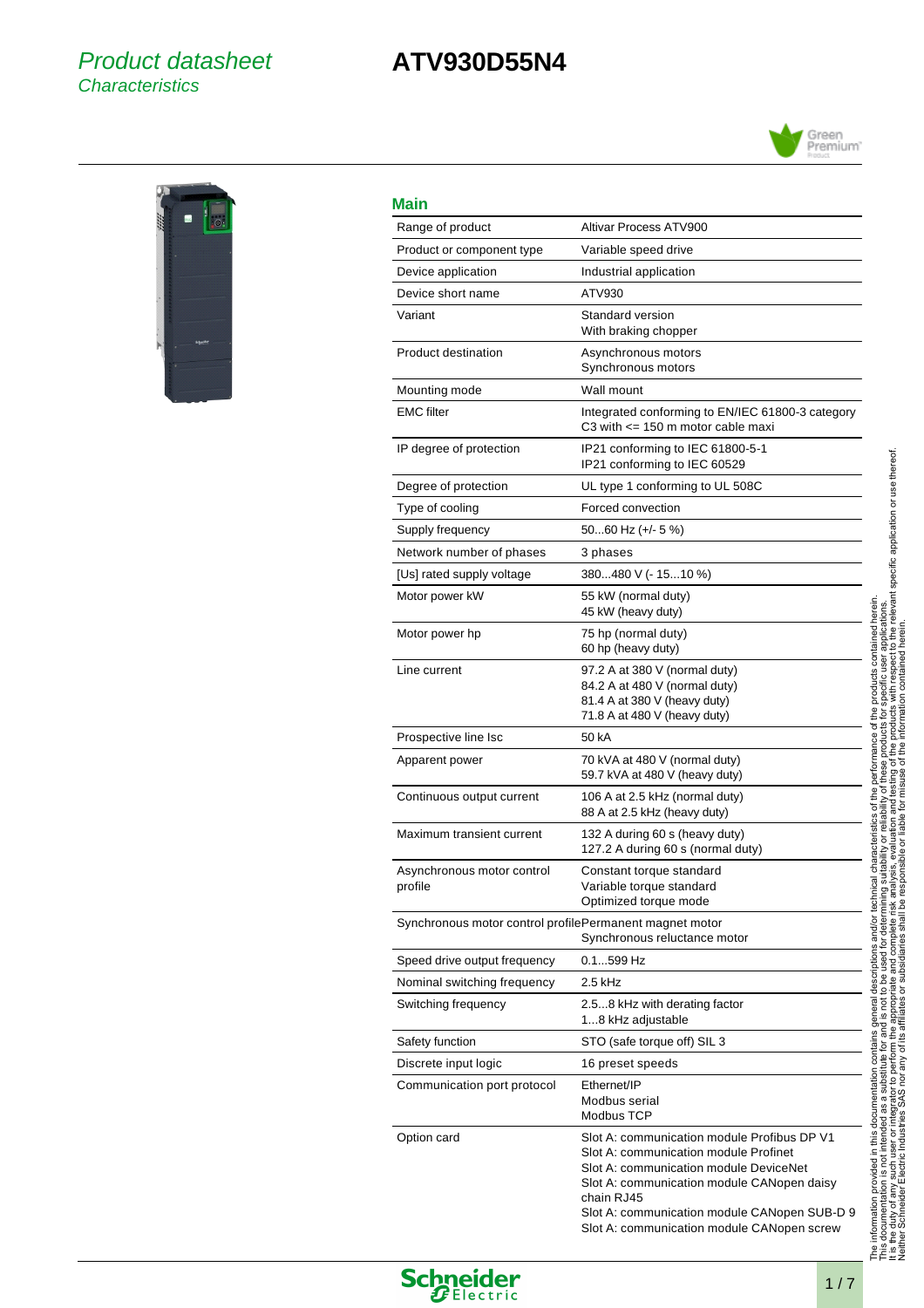# *Product datasheet*
*Characteristics*

# ATV930D55N4

## Main

| | |
|---|---|
| Range of product | Altivar Process ATV900 |
| Product or component type | Variable speed drive |
| Device application | Industrial application |
| Device short name | ATV930 |
| Variant | Standard version<br>With braking chopper |
| Product destination | Asynchronous motors<br>Synchronous motors |
| Mounting mode | Wall mount |
| EMC filter | Integrated conforming to EN/IEC 61800-3 category C3 with <= 150 m motor cable maxi |
| IP degree of protection | IP21 conforming to IEC 61800-5-1<br>IP21 conforming to IEC 60529 |
| Degree of protection | UL type 1 conforming to UL 508C |
| Type of cooling | Forced convection |
| Supply frequency | 50...60 Hz (+/- 5 %) |
| Network number of phases | 3 phases |
| [Us] rated supply voltage | 380...480 V (- 15...10 %) |
| Motor power kW | 55 kW (normal duty)<br>45 kW (heavy duty) |
| Motor power hp | 75 hp (normal duty)<br>60 hp (heavy duty) |
| Line current | 97.2 A at 380 V (normal duty)<br>84.2 A at 480 V (normal duty)<br>81.4 A at 380 V (heavy duty)<br>71.8 A at 480 V (heavy duty) |
| Prospective line Isc | 50 kA |
| Apparent power | 70 kVA at 480 V (normal duty)<br>59.7 kVA at 480 V (heavy duty) |
| Continuous output current | 106 A at 2.5 kHz (normal duty)<br>88 A at 2.5 kHz (heavy duty) |
| Maximum transient current | 132 A during 60 s (heavy duty)<br>127.2 A during 60 s (normal duty) |
| Asynchronous motor control profile | Constant torque standard<br>Variable torque standard<br>Optimized torque mode |
| Synchronous motor control profile | Permanent magnet motor<br>Synchronous reluctance motor |
| Speed drive output frequency | 0.1...599 Hz |
| Nominal switching frequency | 2.5 kHz |
| Switching frequency | 2.5...8 kHz with derating factor<br>1...8 kHz adjustable |
| Safety function | STO (safe torque off) SIL 3 |
| Discrete input logic | 16 preset speeds |
| Communication port protocol | Ethernet/IP<br>Modbus serial<br>Modbus TCP |
| Option card | Slot A: communication module Profibus DP V1<br>Slot A: communication module Profinet<br>Slot A: communication module DeviceNet<br>Slot A: communication module CANopen daisy chain RJ45<br>Slot A: communication module CANopen SUB-D 9<br>Slot A: communication module CANopen screw |

The information provided in this documentation contains general descriptions and/or technical characteristics of the performance of the products contained herein. This documentation is not intended as a substitute for and is not to be used for determining suitability or reliability of these products for specific user applications. It is the duty of any such user or integrator to perform the appropriate and complete risk analysis, evaluation and testing of the products with respect to the relevant specific application or use thereof. Neither Schneider Electric Industries SAS nor any of its affiliates or subsidiaries shall be responsible or liable for misuse of the information contained herein.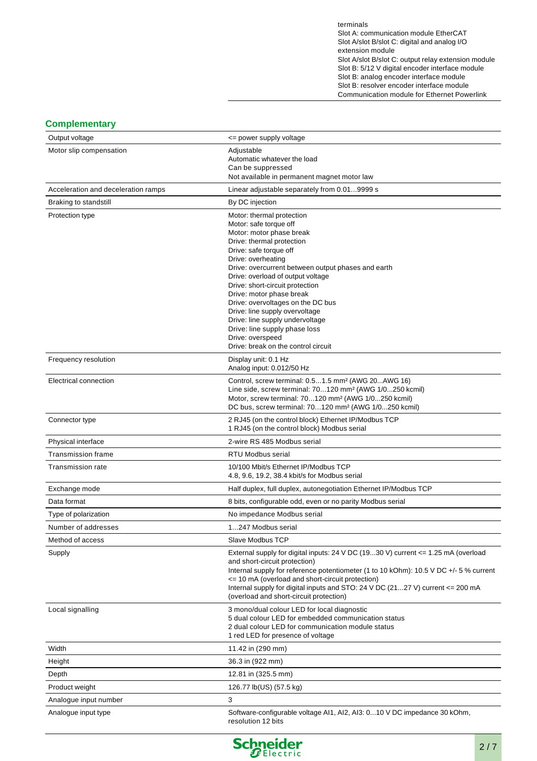| | |
|---|---|
| | terminals<br>Slot A: communication module EtherCAT<br>Slot A/slot B/slot C: digital and analog I/O extension module<br>Slot A/slot B/slot C: output relay extension module<br>Slot B: 5/12 V digital encoder interface module<br>Slot B: analog encoder interface module<br>Slot B: resolver encoder interface module<br>Communication module for Ethernet Powerlink |

## Complementary

| | |
|---|---|
| Output voltage | <= power supply voltage |
| Motor slip compensation | Adjustable<br>Automatic whatever the load<br>Can be suppressed<br>Not available in permanent magnet motor law |
| Acceleration and deceleration ramps | Linear adjustable separately from 0.01...9999 s |
| Braking to standstill | By DC injection |
| Protection type | Motor: thermal protection<br>Motor: safe torque off<br>Motor: motor phase break<br>Drive: thermal protection<br>Drive: safe torque off<br>Drive: overheating<br>Drive: overcurrent between output phases and earth<br>Drive: overload of output voltage<br>Drive: short-circuit protection<br>Drive: motor phase break<br>Drive: overvoltages on the DC bus<br>Drive: line supply overvoltage<br>Drive: line supply undervoltage<br>Drive: line supply phase loss<br>Drive: overspeed<br>Drive: break on the control circuit |
| Frequency resolution | Display unit: 0.1 Hz<br>Analog input: 0.012/50 Hz |
| Electrical connection | Control, screw terminal: 0.5...1.5 mm² (AWG 20...AWG 16)<br>Line side, screw terminal: 70...120 mm² (AWG 1/0...250 kcmil)<br>Motor, screw terminal: 70...120 mm² (AWG 1/0...250 kcmil)<br>DC bus, screw terminal: 70...120 mm² (AWG 1/0...250 kcmil) |
| Connector type | 2 RJ45 (on the control block) Ethernet IP/Modbus TCP<br>1 RJ45 (on the control block) Modbus serial |
| Physical interface | 2-wire RS 485 Modbus serial |
| Transmission frame | RTU Modbus serial |
| Transmission rate | 10/100 Mbit/s Ethernet IP/Modbus TCP<br>4.8, 9.6, 19.2, 38.4 kbit/s for Modbus serial |
| Exchange mode | Half duplex, full duplex, autonegotiation Ethernet IP/Modbus TCP |
| Data format | 8 bits, configurable odd, even or no parity Modbus serial |
| Type of polarization | No impedance Modbus serial |
| Number of addresses | 1...247 Modbus serial |
| Method of access | Slave Modbus TCP |
| Supply | External supply for digital inputs: 24 V DC (19...30 V) current <= 1.25 mA (overload and short-circuit protection)<br>Internal supply for reference potentiometer (1 to 10 kOhm): 10.5 V DC +/- 5 % current <= 10 mA (overload and short-circuit protection)<br>Internal supply for digital inputs and STO: 24 V DC (21...27 V) current <= 200 mA (overload and short-circuit protection) |
| Local signalling | 3 mono/dual colour LED for local diagnostic<br>5 dual colour LED for embedded communication status<br>2 dual colour LED for communication module status<br>1 red LED for presence of voltage |
| Width | 11.42 in (290 mm) |
| Height | 36.3 in (922 mm) |
| Depth | 12.81 in (325.5 mm) |
| Product weight | 126.77 lb(US) (57.5 kg) |
| Analogue input number | 3 |
| Analogue input type | Software-configurable voltage AI1, AI2, AI3: 0...10 V DC impedance 30 kOhm, resolution 12 bits |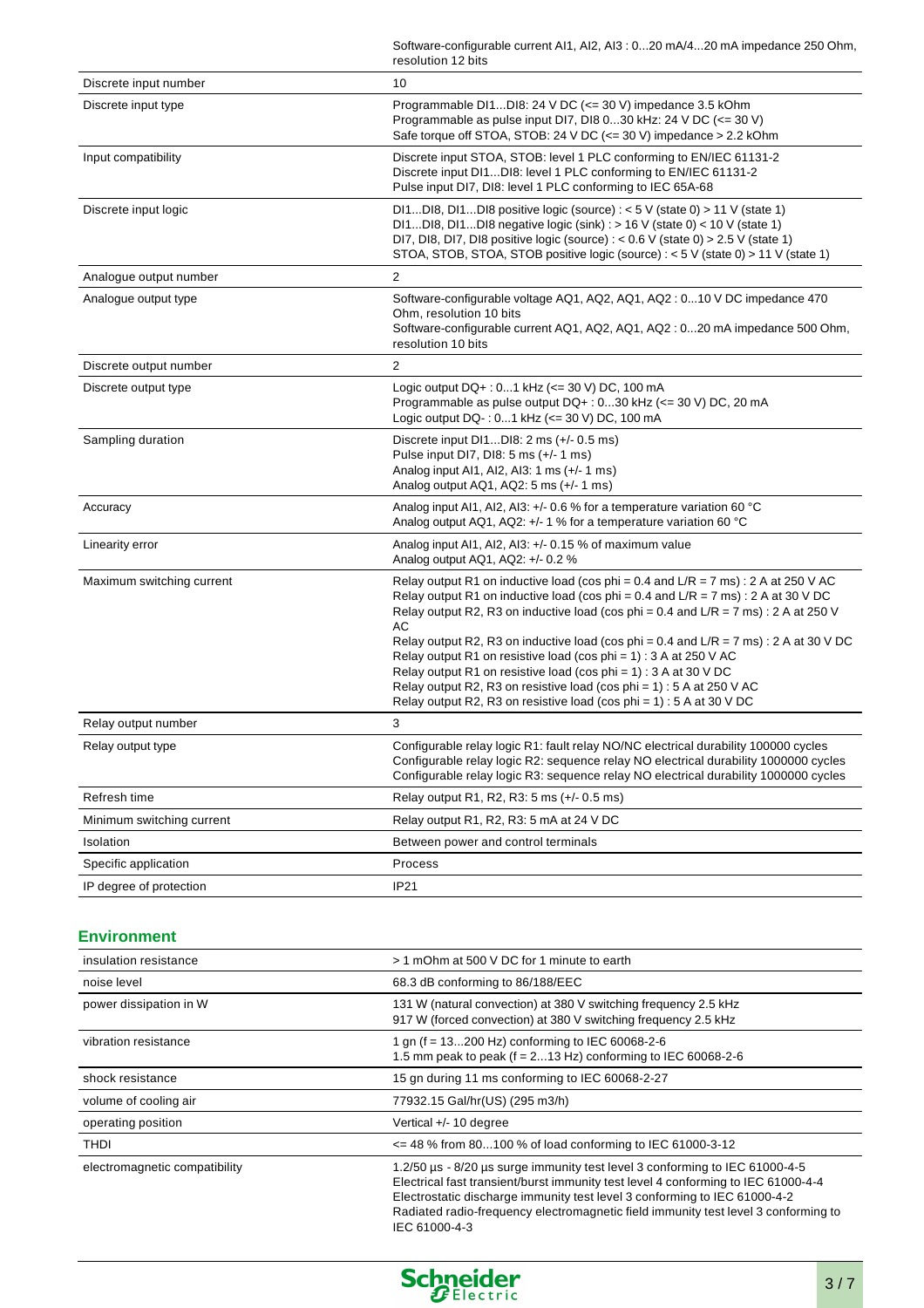| | |
|---|---|
| | Software-configurable current AI1, AI2, AI3 : 0...20 mA/4...20 mA impedance 250 Ohm, resolution 12 bits |
| Discrete input number | 10 |
| Discrete input type | Programmable DI1...DI8: 24 V DC (<= 30 V) impedance 3.5 kOhm<br>Programmable as pulse input DI7, DI8 0...30 kHz: 24 V DC (<= 30 V)<br>Safe torque off STOA, STOB: 24 V DC (<= 30 V) impedance > 2.2 kOhm |
| Input compatibility | Discrete input STOA, STOB: level 1 PLC conforming to EN/IEC 61131-2<br>Discrete input DI1...DI8: level 1 PLC conforming to EN/IEC 61131-2<br>Pulse input DI7, DI8: level 1 PLC conforming to IEC 65A-68 |
| Discrete input logic | DI1...DI8, DI1...DI8 positive logic (source) : < 5 V (state 0) > 11 V (state 1)<br>DI1...DI8, DI1...DI8 negative logic (sink) : > 16 V (state 0) < 10 V (state 1)<br>DI7, DI8, DI7, DI8 positive logic (source) : < 0.6 V (state 0) > 2.5 V (state 1)<br>STOA, STOB, STOA, STOB positive logic (source) : < 5 V (state 0) > 11 V (state 1) |
| Analogue output number | 2 |
| Analogue output type | Software-configurable voltage AQ1, AQ2, AQ1, AQ2 : 0...10 V DC impedance 470 Ohm, resolution 10 bits<br>Software-configurable current AQ1, AQ2, AQ1, AQ2 : 0...20 mA impedance 500 Ohm, resolution 10 bits |
| Discrete output number | 2 |
| Discrete output type | Logic output DQ+ : 0...1 kHz (<= 30 V) DC, 100 mA<br>Programmable as pulse output DQ+ : 0...30 kHz (<= 30 V) DC, 20 mA<br>Logic output DQ- : 0...1 kHz (<= 30 V) DC, 100 mA |
| Sampling duration | Discrete input DI1...DI8: 2 ms (+/- 0.5 ms)<br>Pulse input DI7, DI8: 5 ms (+/- 1 ms)<br>Analog input AI1, AI2, AI3: 1 ms (+/- 1 ms)<br>Analog output AQ1, AQ2: 5 ms (+/- 1 ms) |
| Accuracy | Analog input AI1, AI2, AI3: +/- 0.6 % for a temperature variation 60 °C<br>Analog output AQ1, AQ2: +/- 1 % for a temperature variation 60 °C |
| Linearity error | Analog input AI1, AI2, AI3: +/- 0.15 % of maximum value<br>Analog output AQ1, AQ2: +/- 0.2 % |
| Maximum switching current | Relay output R1 on inductive load (cos phi = 0.4 and L/R = 7 ms) : 2 A at 250 V AC<br>Relay output R1 on inductive load (cos phi = 0.4 and L/R = 7 ms) : 2 A at 30 V DC<br>Relay output R2, R3 on inductive load (cos phi = 0.4 and L/R = 7 ms) : 2 A at 250 V AC<br>Relay output R2, R3 on inductive load (cos phi = 0.4 and L/R = 7 ms) : 2 A at 30 V DC<br>Relay output R1 on resistive load (cos phi = 1) : 3 A at 250 V AC<br>Relay output R1 on resistive load (cos phi = 1) : 3 A at 30 V DC<br>Relay output R2, R3 on resistive load (cos phi = 1) : 5 A at 250 V AC<br>Relay output R2, R3 on resistive load (cos phi = 1) : 5 A at 30 V DC |
| Relay output number | 3 |
| Relay output type | Configurable relay logic R1: fault relay NO/NC electrical durability 100000 cycles<br>Configurable relay logic R2: sequence relay NO electrical durability 1000000 cycles<br>Configurable relay logic R3: sequence relay NO electrical durability 1000000 cycles |
| Refresh time | Relay output R1, R2, R3: 5 ms (+/- 0.5 ms) |
| Minimum switching current | Relay output R1, R2, R3: 5 mA at 24 V DC |
| Isolation | Between power and control terminals |
| Specific application | Process |
| IP degree of protection | IP21 |

## Environment

| | |
|---|---|
| insulation resistance | > 1 mOhm at 500 V DC for 1 minute to earth |
| noise level | 68.3 dB conforming to 86/188/EEC |
| power dissipation in W | 131 W (natural convection) at 380 V switching frequency 2.5 kHz<br>917 W (forced convection) at 380 V switching frequency 2.5 kHz |
| vibration resistance | 1 gn (f = 13...200 Hz) conforming to IEC 60068-2-6<br>1.5 mm peak to peak (f = 2...13 Hz) conforming to IEC 60068-2-6 |
| shock resistance | 15 gn during 11 ms conforming to IEC 60068-2-27 |
| volume of cooling air | 77932.15 Gal/hr(US) (295 m3/h) |
| operating position | Vertical +/- 10 degree |
| THDI | <= 48 % from 80...100 % of load conforming to IEC 61000-3-12 |
| electromagnetic compatibility | 1.2/50 µs - 8/20 µs surge immunity test level 3 conforming to IEC 61000-4-5<br>Electrical fast transient/burst immunity test level 4 conforming to IEC 61000-4-4<br>Electrostatic discharge immunity test level 3 conforming to IEC 61000-4-2<br>Radiated radio-frequency electromagnetic field immunity test level 3 conforming to IEC 61000-4-3 |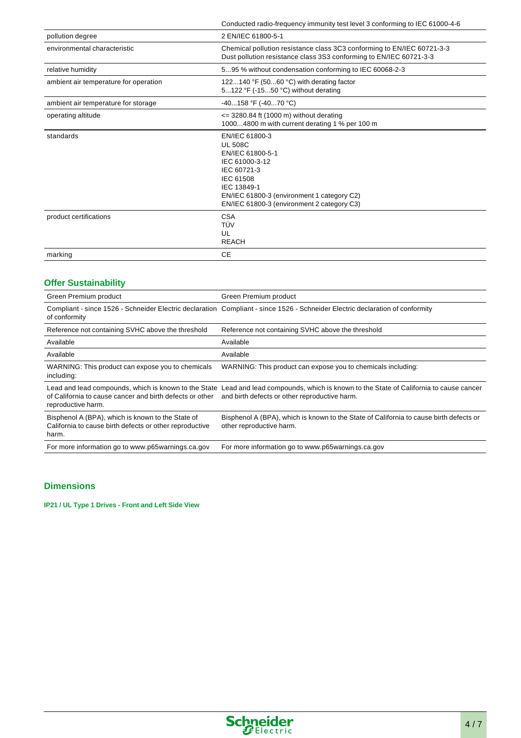| | |
|---|---|
| | Conducted radio-frequency immunity test level 3 conforming to IEC 61000-4-6 |
| pollution degree | 2 EN/IEC 61800-5-1 |
| environmental characteristic | Chemical pollution resistance class 3C3 conforming to EN/IEC 60721-3-3<br>Dust pollution resistance class 3S3 conforming to EN/IEC 60721-3-3 |
| relative humidity | 5...95 % without condensation conforming to IEC 60068-2-3 |
| ambient air temperature for operation | 122...140 °F (50...60 °C) with derating factor<br>5...122 °F (-15...50 °C) without derating |
| ambient air temperature for storage | -40...158 °F (-40...70 °C) |
| operating altitude | <= 3280.84 ft (1000 m) without derating<br>1000...4800 m with current derating 1 % per 100 m |
| standards | EN/IEC 61800-3<br>UL 508C<br>EN/IEC 61800-5-1<br>IEC 61000-3-12<br>IEC 60721-3<br>IEC 61508<br>IEC 13849-1<br>EN/IEC 61800-3 (environment 1 category C2)<br>EN/IEC 61800-3 (environment 2 category C3) |
| product certifications | CSA<br>TÜV<br>UL<br>REACH |
| marking | CE |

## Offer Sustainability

| | |
|---|---|
| Green Premium product | Green Premium product |
| Compliant - since 1526 - Schneider Electric declaration of conformity | Compliant - since 1526 - Schneider Electric declaration of conformity |
| Reference not containing SVHC above the threshold | Reference not containing SVHC above the threshold |
| Available | Available |
| Available | Available |
| WARNING: This product can expose you to chemicals including: | WARNING: This product can expose you to chemicals including: |
| Lead and lead compounds, which is known to the State of California to cause cancer and birth defects or other reproductive harm. | Lead and lead compounds, which is known to the State of California to cause cancer and birth defects or other reproductive harm. |
| Bisphenol A (BPA), which is known to the State of California to cause birth defects or other reproductive harm. | Bisphenol A (BPA), which is known to the State of California to cause birth defects or other reproductive harm. |
| For more information go to www.p65warnings.ca.gov | For more information go to www.p65warnings.ca.gov |

## Dimensions

### IP21 / UL Type 1 Drives - Front and Left Side View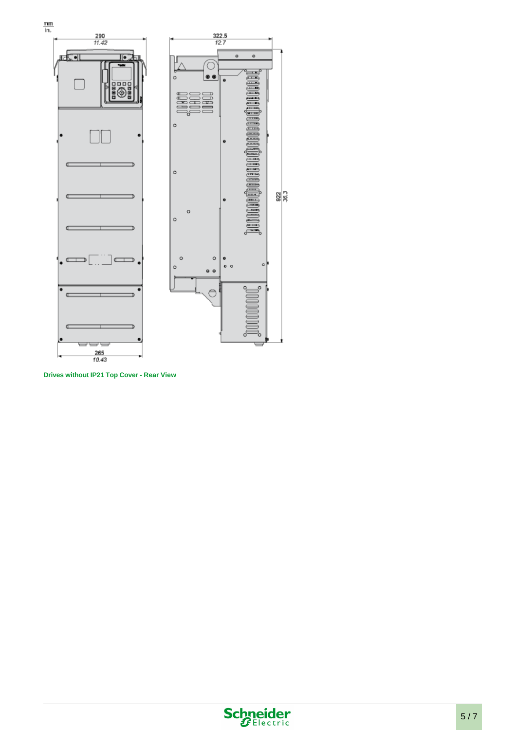mm
in.

290
11.42

322.5
12.7

922
36.3

265
10.43

**Drives without IP21 Top Cover - Rear View**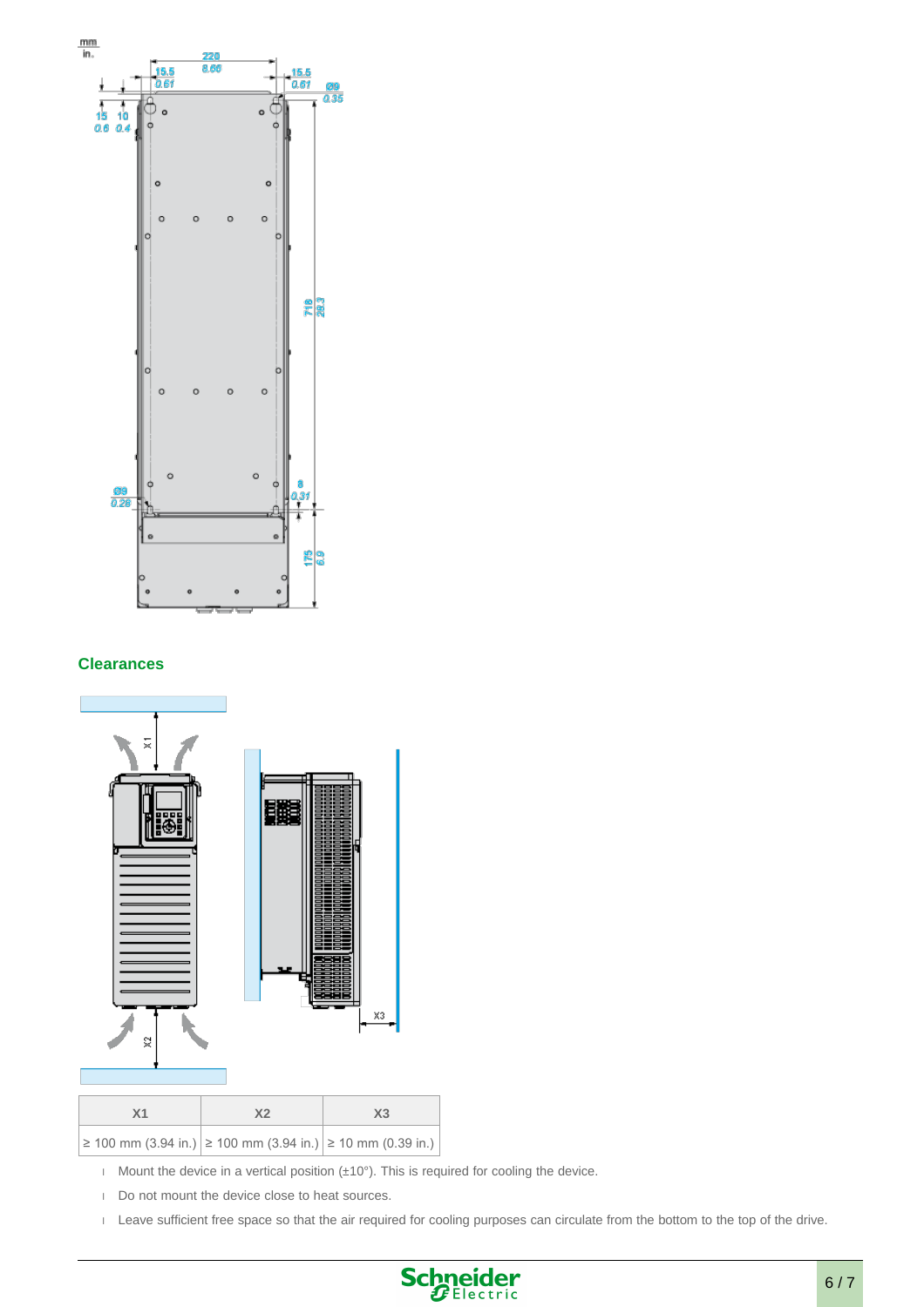## Clearances

| X1 | X2 | X3 |
|---|---|---|
| ≥ 100 mm (3.94 in.) | ≥ 100 mm (3.94 in.) | ≥ 10 mm (0.39 in.) |

- Mount the device in a vertical position (±10°). This is required for cooling the device.
- Do not mount the device close to heat sources.
- Leave sufficient free space so that the air required for cooling purposes can circulate from the bottom to the top of the drive.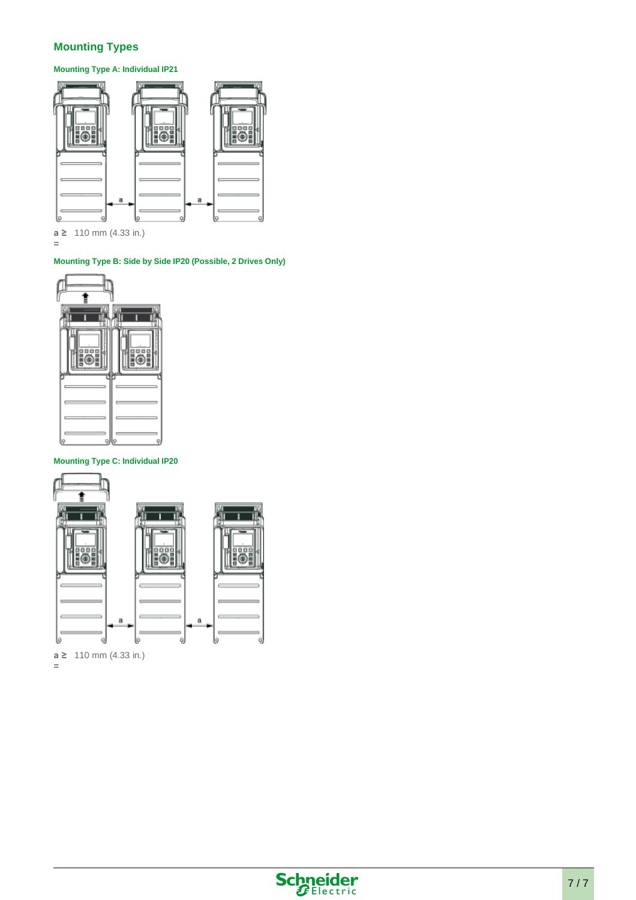## Mounting Types

### Mounting Type A: Individual IP21

a ≥ 110 mm (4.33 in.)
=

### Mounting Type B: Side by Side IP20 (Possible, 2 Drives Only)

### Mounting Type C: Individual IP20

a ≥ 110 mm (4.33 in.)
=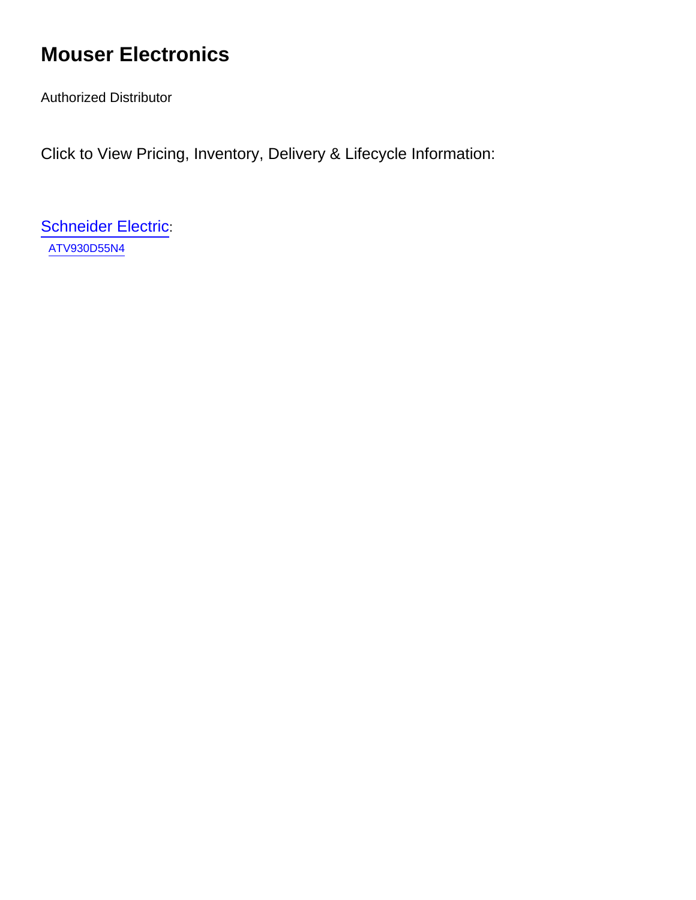# Mouser Electronics

Authorized Distributor

Click to View Pricing, Inventory, Delivery & Lifecycle Information:

Schneider Electric:

ATV930D55N4